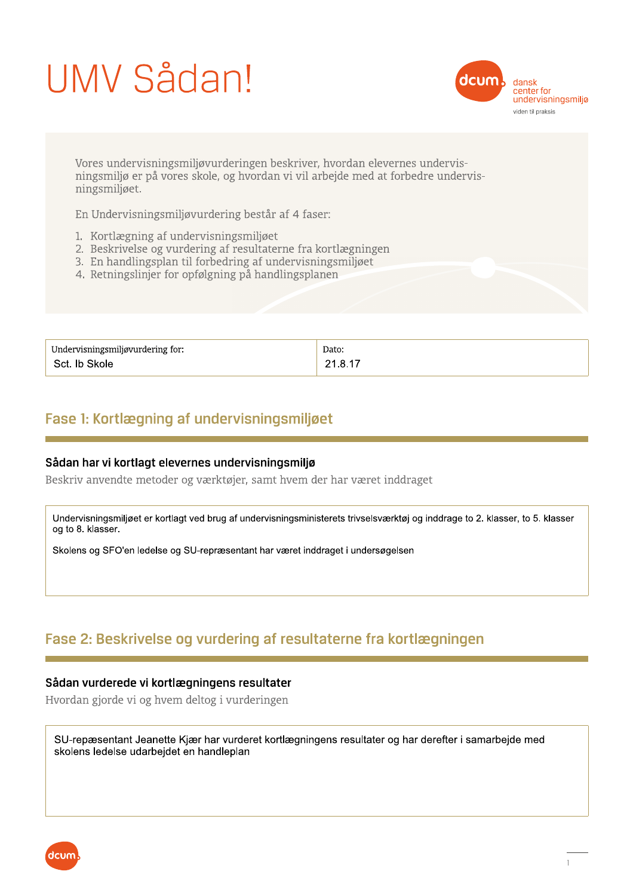# UMV Sådan!

dcum dansk center for undervisningsmiljø
viden til praksis

Vores undervisningsmiljøvurderingen beskriver, hvordan elevernes undervisningsmiljø er på vores skole, og hvordan vi vil arbejde med at forbedre undervisningsmiljøet.

En Undervisningsmiljøvurdering består af 4 faser:

1. Kortlægning af undervisningsmiljøet
2. Beskrivelse og vurdering af resultaterne fra kortlægningen
3. En handlingsplan til forbedring af undervisningsmiljøet
4. Retningslinjer for opfølgning på handlingsplanen

| Undervisningsmiljøvurdering for: | Dato: |
|---|---|
| Sct. Ib Skole | 21.8.17 |

## Fase 1: Kortlægning af undervisningsmiljøet

### Sådan har vi kortlagt elevernes undervisningsmiljø

Beskriv anvendte metoder og værktøjer, samt hvem der har været inddraget

Undervisningsmiljøet er kortlagt ved brug af undervisningsministerets trivselsværktøj og inddrage to 2. klasser, to 5. klasser og to 8. klasser.

Skolens og SFO'en ledelse og SU-repræsentant har været inddraget i undersøgelsen

## Fase 2: Beskrivelse og vurdering af resultaterne fra kortlægningen

### Sådan vurderede vi kortlægningens resultater

Hvordan gjorde vi og hvem deltog i vurderingen

SU-repæsentant Jeanette Kjær har vurderet kortlægningens resultater og har derefter i samarbejde med skolens ledelse udarbejdet en handleplan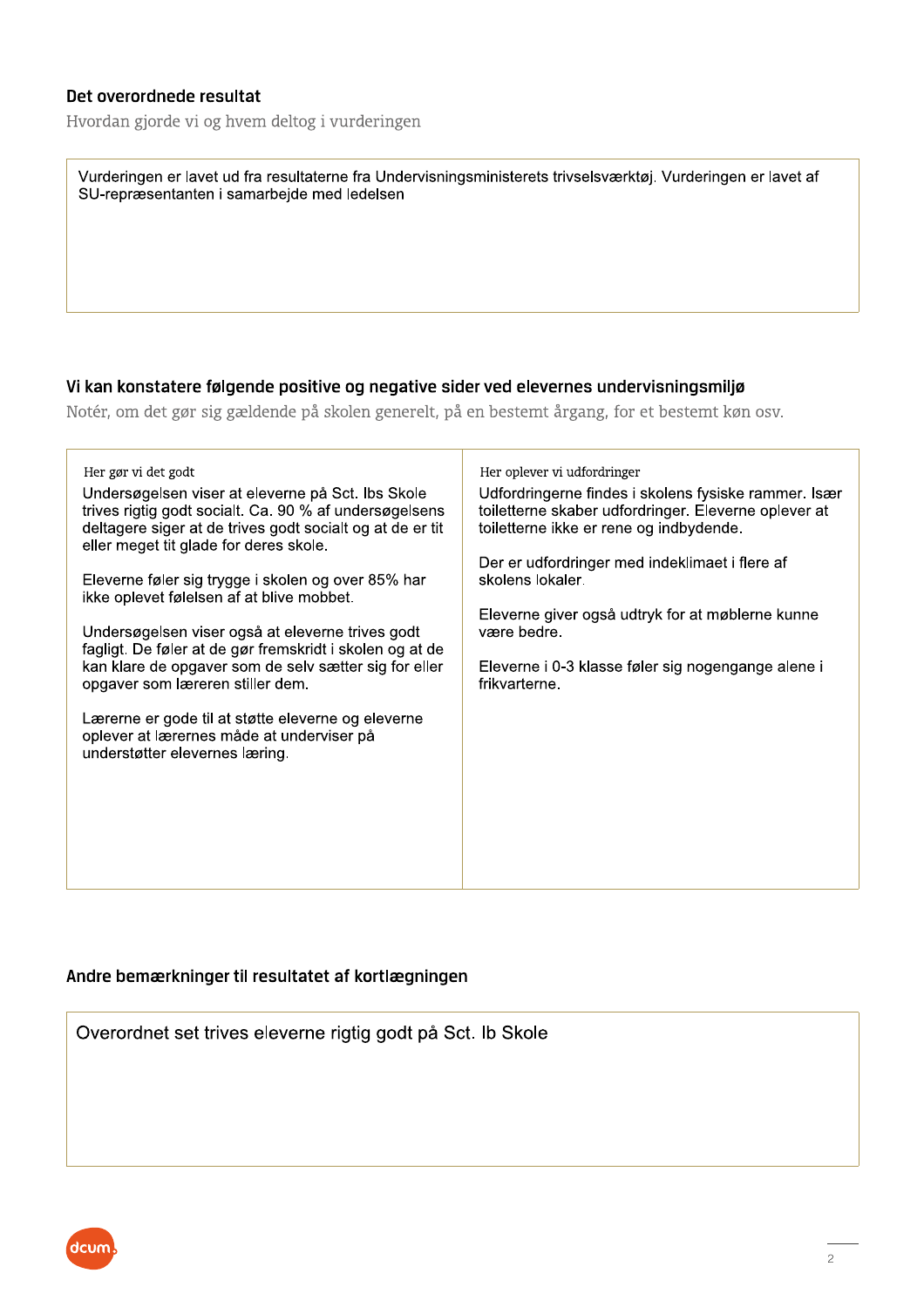## Det overordnede resultat

Hvordan gjorde vi og hvem deltog i vurderingen

Vurderingen er lavet ud fra resultaterne fra Undervisningsministerets trivselsværktøj. Vurderingen er lavet af SU-repræsentanten i samarbejde med ledelsen

## Vi kan konstatere følgende positive og negative sider ved elevernes undervisningsmiljø

Notér, om det gør sig gældende på skolen generelt, på en bestemt årgang, for et bestemt køn osv.

### Her gør vi det godt

Undersøgelsen viser at eleverne på Sct. Ibs Skole trives rigtig godt socialt. Ca. 90 % af undersøgelsens deltagere siger at de trives godt socialt og at de er tit eller meget tit glade for deres skole.

Eleverne føler sig trygge i skolen og over 85% har ikke oplevet følelsen af at blive mobbet.

Undersøgelsen viser også at eleverne trives godt fagligt. De føler at de gør fremskridt i skolen og at de kan klare de opgaver som de selv sætter sig for eller opgaver som læreren stiller dem.

Lærerne er gode til at støtte eleverne og eleverne oplever at lærernes måde at underviser på understøtter elevernes læring.

### Her oplever vi udfordringer

Udfordringerne findes i skolens fysiske rammer. Især toiletterne skaber udfordringer. Eleverne oplever at toiletterne ikke er rene og indbydende.

Der er udfordringer med indeklimaet i flere af skolens lokaler.

Eleverne giver også udtryk for at møblerne kunne være bedre.

Eleverne i 0-3 klasse føler sig nogengange alene i frikvarterne.

## Andre bemærkninger til resultatet af kortlægningen

Overordnet set trives eleverne rigtig godt på Sct. Ib Skole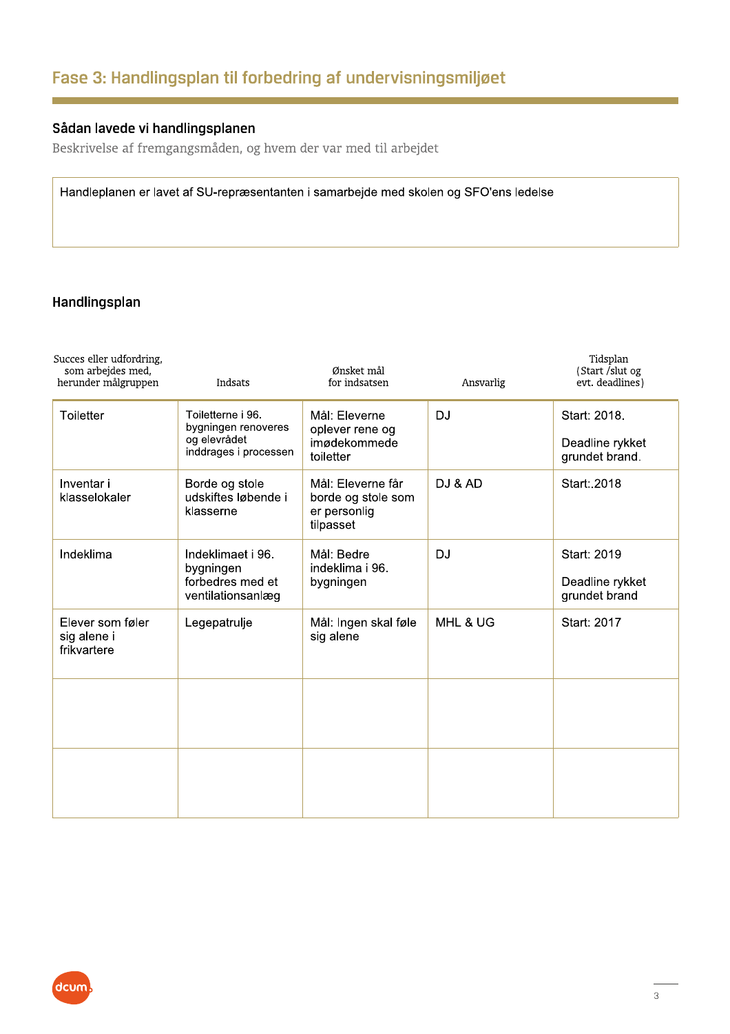## Fase 3: Handlingsplan til forbedring af undervisningsmiljøet

### Sådan lavede vi handlingsplanen

Beskrivelse af fremgangsmåden, og hvem der var med til arbejdet

Handleplanen er lavet af SU-repræsentanten i samarbejde med skolen og SFO'ens ledelse

### Handlingsplan

| Succes eller udfordring, som arbejdes med, herunder målgruppen | Indsats | Ønsket mål for indsatsen | Ansvarlig | Tidsplan (Start /slut og evt. deadlines) |
|---|---|---|---|---|
| Toiletter | Toiletterne i 96. bygningen renoveres og elevrådet inddrages i processen | Mål: Eleverne oplever rene og imødekommede toiletter | DJ | Start: 2018. Deadline rykket grundet brand. |
| Inventar i klasselokaler | Borde og stole udskiftes løbende i klasserne | Mål: Eleverne får borde og stole som er personlig tilpasset | DJ & AD | Start:.2018 |
| Indeklima | Indeklimaet i 96. bygningen forbedres med et ventilationsanlæg | Mål: Bedre indeklima i 96. bygningen | DJ | Start: 2019 Deadline rykket grundet brand |
| Elever som føler sig alene i frikvartere | Legepatrulje | Mål: Ingen skal føle sig alene | MHL & UG | Start: 2017 |
| | | | | |
| | | | | |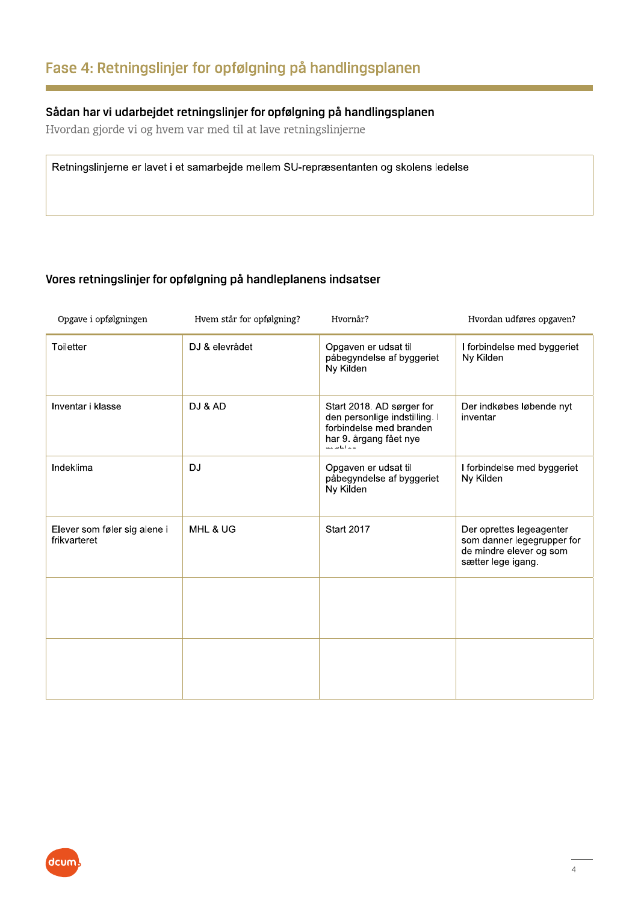## Fase 4: Retningslinjer for opfølgning på handlingsplanen

### Sådan har vi udarbejdet retningslinjer for opfølgning på handlingsplanen

Hvordan gjorde vi og hvem var med til at lave retningslinjerne

Retningslinjerne er lavet i et samarbejde mellem SU-repræsentanten og skolens ledelse

### Vores retningslinjer for opfølgning på handleplanens indsatser

| Opgave i opfølgningen | Hvem står for opfølgning? | Hvornår? | Hvordan udføres opgaven? |
|---|---|---|---|
| Toiletter | DJ & elevrådet | Opgaven er udsat til påbegyndelse af byggeriet Ny Kilden | I forbindelse med byggeriet Ny Kilden |
| Inventar i klasse | DJ & AD | Start 2018. AD sørger for den personlige indstilling. I forbindelse med branden har 9. årgang fået nye møbler | Der indkøbes løbende nyt inventar |
| Indeklima | DJ | Opgaven er udsat til påbegyndelse af byggeriet Ny Kilden | I forbindelse med byggeriet Ny Kilden |
| Elever som føler sig alene i frikvarteret | MHL & UG | Start 2017 | Der oprettes legeagenter som danner legegrupper for de mindre elever og som sætter lege igang. |
| | | | |
| | | | |